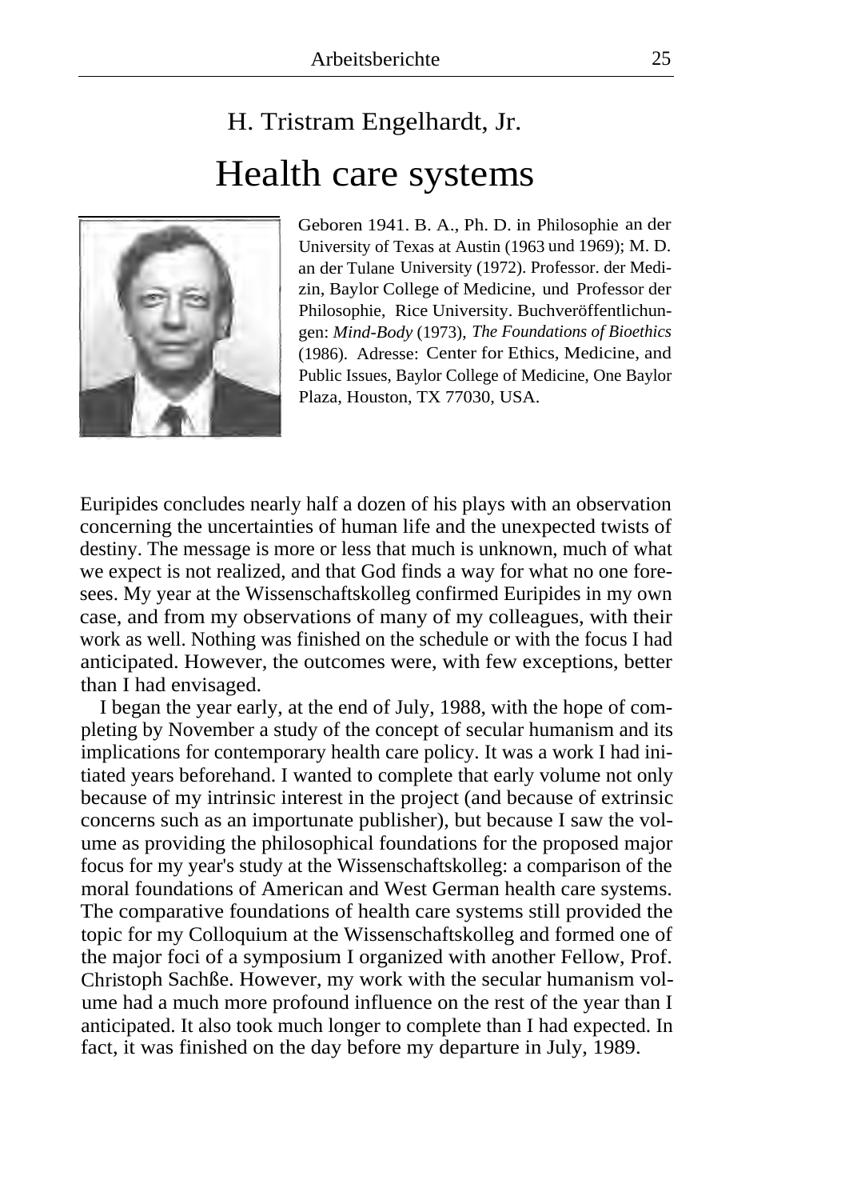# H. Tristram Engelhardt, Jr.

## Health care systems

Geboren 1941. B. A., Ph. D. in Philosophie an der University of Texas at Austin (1963 und 1969); M. D. an der Tulane University (1972). Professor. der Medizin, Baylor College of Medicine, und Professor der Philosophie, Rice University. Buchveröffentlichungen: *Mind-Body* (1973), *The Foundations of Bioethics* (1986). Adresse: Center for Ethics, Medicine, and Public Issues, Baylor College of Medicine, One Baylor Plaza, Houston, TX 77030, USA.

Euripides concludes nearly half a dozen of his plays with an observation concerning the uncertainties of human life and the unexpected twists of destiny. The message is more or less that much is unknown, much of what we expect is not realized, and that God finds a way for what no one foresees. My year at the Wissenschaftskolleg confirmed Euripides in my own case, and from my observations of many of my colleagues, with their work as well. Nothing was finished on the schedule or with the focus I had anticipated. However, the outcomes were, with few exceptions, better than I had envisaged.

I began the year early, at the end of July, 1988, with the hope of completing by November a study of the concept of secular humanism and its implications for contemporary health care policy. It was a work I had initiated years beforehand. I wanted to complete that early volume not only because of my intrinsic interest in the project (and because of extrinsic concerns such as an importunate publisher), but because I saw the volume as providing the philosophical foundations for the proposed major focus for my year's study at the Wissenschaftskolleg: a comparison of the moral foundations of American and West German health care systems. The comparative foundations of health care systems still provided the topic for my Colloquium at the Wissenschaftskolleg and formed one of the major foci of a symposium I organized with another Fellow, Prof. Christoph Sachße. However, my work with the secular humanism volume had a much more profound influence on the rest of the year than I anticipated. It also took much longer to complete than I had expected. In fact, it was finished on the day before my departure in July, 1989.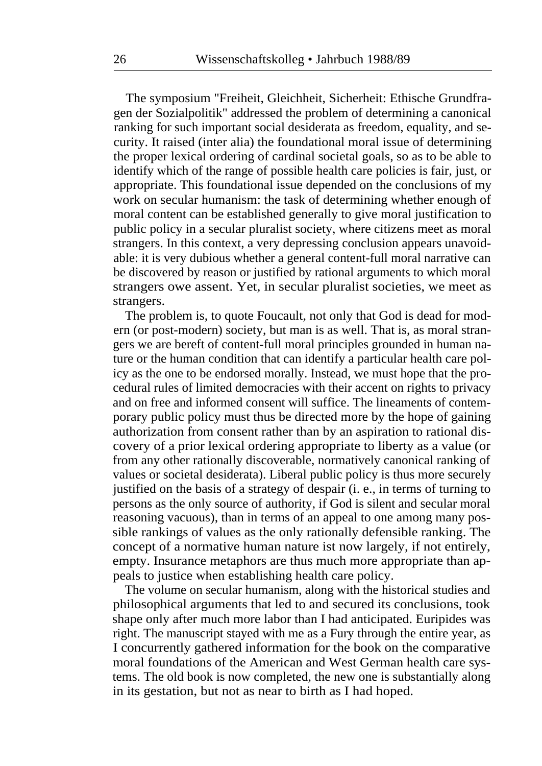The symposium "Freiheit, Gleichheit, Sicherheit: Ethische Grundfragen der Sozialpolitik" addressed the problem of determining a canonical ranking for such important social desiderata as freedom, equality, and security. It raised (inter alia) the foundational moral issue of determining the proper lexical ordering of cardinal societal goals, so as to be able to identify which of the range of possible health care policies is fair, just, or appropriate. This foundational issue depended on the conclusions of my work on secular humanism: the task of determining whether enough of moral content can be established generally to give moral justification to public policy in a secular pluralist society, where citizens meet as moral strangers. In this context, a very depressing conclusion appears unavoidable: it is very dubious whether a general content-full moral narrative can be discovered by reason or justified by rational arguments to which moral strangers owe assent. Yet, in secular pluralist societies, we meet as strangers.

The problem is, to quote Foucault, not only that God is dead for modern (or post-modern) society, but man is as well. That is, as moral strangers we are bereft of content-full moral principles grounded in human nature or the human condition that can identify a particular health care policy as the one to be endorsed morally. Instead, we must hope that the procedural rules of limited democracies with their accent on rights to privacy and on free and informed consent will suffice. The lineaments of contemporary public policy must thus be directed more by the hope of gaining authorization from consent rather than by an aspiration to rational discovery of a prior lexical ordering appropriate to liberty as a value (or from any other rationally discoverable, normatively canonical ranking of values or societal desiderata). Liberal public policy is thus more securely justified on the basis of a strategy of despair (i. e., in terms of turning to persons as the only source of authority, if God is silent and secular moral reasoning vacuous), than in terms of an appeal to one among many possible rankings of values as the only rationally defensible ranking. The concept of a normative human nature ist now largely, if not entirely, empty. Insurance metaphors are thus much more appropriate than appeals to justice when establishing health care policy.

The volume on secular humanism, along with the historical studies and philosophical arguments that led to and secured its conclusions, took shape only after much more labor than I had anticipated. Euripides was right. The manuscript stayed with me as a Fury through the entire year, as I concurrently gathered information for the book on the comparative moral foundations of the American and West German health care systems. The old book is now completed, the new one is substantially along in its gestation, but not as near to birth as I had hoped.